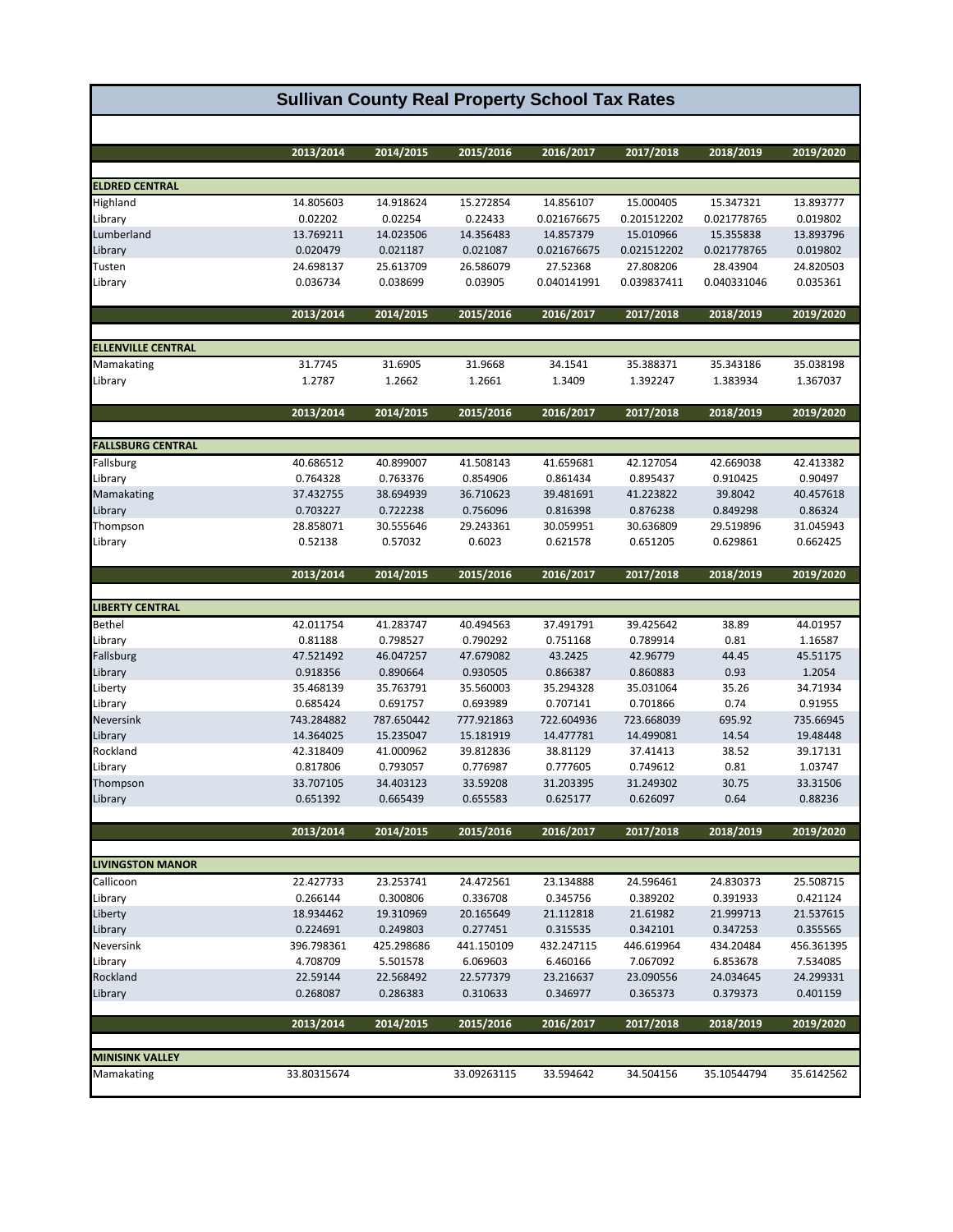# Sullivan County Real Property School Tax Rates

| | 2013/2014 | 2014/2015 | 2015/2016 | 2016/2017 | 2017/2018 | 2018/2019 | 2019/2020 |
|---|---|---|---|---|---|---|---|
| **ELDRED CENTRAL** | | | | | | | |
| Highland | 14.805603 | 14.918624 | 15.272854 | 14.856107 | 15.000405 | 15.347321 | 13.893777 |
| Library | 0.02202 | 0.02254 | 0.22433 | 0.021676675 | 0.201512202 | 0.021778765 | 0.019802 |
| Lumberland | 13.769211 | 14.023506 | 14.356483 | 14.857379 | 15.010966 | 15.355838 | 13.893796 |
| Library | 0.020479 | 0.021187 | 0.021087 | 0.021676675 | 0.021512202 | 0.021778765 | 0.019802 |
| Tusten | 24.698137 | 25.613709 | 26.586079 | 27.52368 | 27.808206 | 28.43904 | 24.820503 |
| Library | 0.036734 | 0.038699 | 0.03905 | 0.040141991 | 0.039837411 | 0.040331046 | 0.035361 |

| | 2013/2014 | 2014/2015 | 2015/2016 | 2016/2017 | 2017/2018 | 2018/2019 | 2019/2020 |
|---|---|---|---|---|---|---|---|
| **ELLENVILLE CENTRAL** | | | | | | | |
| Mamakating | 31.7745 | 31.6905 | 31.9668 | 34.1541 | 35.388371 | 35.343186 | 35.038198 |
| Library | 1.2787 | 1.2662 | 1.2661 | 1.3409 | 1.392247 | 1.383934 | 1.367037 |

| | 2013/2014 | 2014/2015 | 2015/2016 | 2016/2017 | 2017/2018 | 2018/2019 | 2019/2020 |
|---|---|---|---|---|---|---|---|
| **FALLSBURG CENTRAL** | | | | | | | |
| Fallsburg | 40.686512 | 40.899007 | 41.508143 | 41.659681 | 42.127054 | 42.669038 | 42.413382 |
| Library | 0.764328 | 0.763376 | 0.854906 | 0.861434 | 0.895437 | 0.910425 | 0.90497 |
| Mamakating | 37.432755 | 38.694939 | 36.710623 | 39.481691 | 41.223822 | 39.8042 | 40.457618 |
| Library | 0.703227 | 0.722238 | 0.756096 | 0.816398 | 0.876238 | 0.849298 | 0.86324 |
| Thompson | 28.858071 | 30.555646 | 29.243361 | 30.059951 | 30.636809 | 29.519896 | 31.045943 |
| Library | 0.52138 | 0.57032 | 0.6023 | 0.621578 | 0.651205 | 0.629861 | 0.662425 |

| | 2013/2014 | 2014/2015 | 2015/2016 | 2016/2017 | 2017/2018 | 2018/2019 | 2019/2020 |
|---|---|---|---|---|---|---|---|
| **LIBERTY CENTRAL** | | | | | | | |
| Bethel | 42.011754 | 41.283747 | 40.494563 | 37.491791 | 39.425642 | 38.89 | 44.01957 |
| Library | 0.81188 | 0.798527 | 0.790292 | 0.751168 | 0.789914 | 0.81 | 1.16587 |
| Fallsburg | 47.521492 | 46.047257 | 47.679082 | 43.2425 | 42.96779 | 44.45 | 45.51175 |
| Library | 0.918356 | 0.890664 | 0.930505 | 0.866387 | 0.860883 | 0.93 | 1.2054 |
| Liberty | 35.468139 | 35.763791 | 35.560003 | 35.294328 | 35.031064 | 35.26 | 34.71934 |
| Library | 0.685424 | 0.691757 | 0.693989 | 0.707141 | 0.701866 | 0.74 | 0.91955 |
| Neversink | 743.284882 | 787.650442 | 777.921863 | 722.604936 | 723.668039 | 695.92 | 735.66945 |
| Library | 14.364025 | 15.235047 | 15.181919 | 14.477781 | 14.499081 | 14.54 | 19.48448 |
| Rockland | 42.318409 | 41.000962 | 39.812836 | 38.81129 | 37.41413 | 38.52 | 39.17131 |
| Library | 0.817806 | 0.793057 | 0.776987 | 0.777605 | 0.749612 | 0.81 | 1.03747 |
| Thompson | 33.707105 | 34.403123 | 33.59208 | 31.203395 | 31.249302 | 30.75 | 33.31506 |
| Library | 0.651392 | 0.665439 | 0.655583 | 0.625177 | 0.626097 | 0.64 | 0.88236 |

| | 2013/2014 | 2014/2015 | 2015/2016 | 2016/2017 | 2017/2018 | 2018/2019 | 2019/2020 |
|---|---|---|---|---|---|---|---|
| **LIVINGSTON MANOR** | | | | | | | |
| Callicoon | 22.427733 | 23.253741 | 24.472561 | 23.134888 | 24.596461 | 24.830373 | 25.508715 |
| Library | 0.266144 | 0.300806 | 0.336708 | 0.345756 | 0.389202 | 0.391933 | 0.421124 |
| Liberty | 18.934462 | 19.310969 | 20.165649 | 21.112818 | 21.61982 | 21.999713 | 21.537615 |
| Library | 0.224691 | 0.249803 | 0.277451 | 0.315535 | 0.342101 | 0.347253 | 0.355565 |
| Neversink | 396.798361 | 425.298686 | 441.150109 | 432.247115 | 446.619964 | 434.20484 | 456.361395 |
| Library | 4.708709 | 5.501578 | 6.069603 | 6.460166 | 7.067092 | 6.853678 | 7.534085 |
| Rockland | 22.59144 | 22.568492 | 22.577379 | 23.216637 | 23.090556 | 24.034645 | 24.299331 |
| Library | 0.268087 | 0.286383 | 0.310633 | 0.346977 | 0.365373 | 0.379373 | 0.401159 |

| | 2013/2014 | 2014/2015 | 2015/2016 | 2016/2017 | 2017/2018 | 2018/2019 | 2019/2020 |
|---|---|---|---|---|---|---|---|
| **MINISINK VALLEY** | | | | | | | |
| Mamakating | 33.80315674 | | 33.09263115 | 33.594642 | 34.504156 | 35.10544794 | 35.6142562 |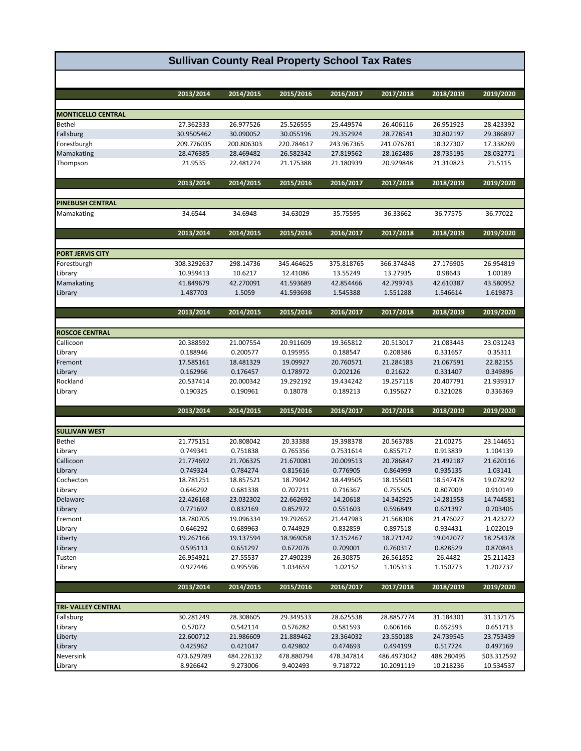# Sullivan County Real Property School Tax Rates

| | 2013/2014 | 2014/2015 | 2015/2016 | 2016/2017 | 2017/2018 | 2018/2019 | 2019/2020 |
|---|---|---|---|---|---|---|---|
| **MONTICELLO CENTRAL** | | | | | | | |
| Bethel | 27.362333 | 26.977526 | 25.526555 | 25.449574 | 26.406116 | 26.951923 | 28.423392 |
| Fallsburg | 30.9505462 | 30.090052 | 30.055196 | 29.352924 | 28.778541 | 30.802197 | 29.386897 |
| Forestburgh | 209.776035 | 200.806303 | 220.784617 | 243.967365 | 241.076781 | 18.327307 | 17.338269 |
| Mamakating | 28.476385 | 28.469482 | 26.582342 | 27.819562 | 28.162486 | 28.735195 | 28.032771 |
| Thompson | 21.9535 | 22.481274 | 21.175388 | 21.180939 | 20.929848 | 21.310823 | 21.5115 |

| | 2013/2014 | 2014/2015 | 2015/2016 | 2016/2017 | 2017/2018 | 2018/2019 | 2019/2020 |
|---|---|---|---|---|---|---|---|
| **PINEBUSH CENTRAL** | | | | | | | |
| Mamakating | 34.6544 | 34.6948 | 34.63029 | 35.75595 | 36.33662 | 36.77575 | 36.77022 |

| | 2013/2014 | 2014/2015 | 2015/2016 | 2016/2017 | 2017/2018 | 2018/2019 | 2019/2020 |
|---|---|---|---|---|---|---|---|
| **PORT JERVIS CITY** | | | | | | | |
| Forestburgh | 308.3292637 | 298.14736 | 345.464625 | 375.818765 | 366.374848 | 27.176905 | 26.954819 |
| Library | 10.959413 | 10.6217 | 12.41086 | 13.55249 | 13.27935 | 0.98643 | 1.00189 |
| Mamakating | 41.849679 | 42.270091 | 41.593689 | 42.854466 | 42.799743 | 42.610387 | 43.580952 |
| Library | 1.487703 | 1.5059 | 41.593698 | 1.545388 | 1.551288 | 1.546614 | 1.619873 |

| | 2013/2014 | 2014/2015 | 2015/2016 | 2016/2017 | 2017/2018 | 2018/2019 | 2019/2020 |
|---|---|---|---|---|---|---|---|
| **ROSCOE CENTRAL** | | | | | | | |
| Callicoon | 20.388592 | 21.007554 | 20.911609 | 19.365812 | 20.513017 | 21.083443 | 23.031243 |
| Library | 0.188946 | 0.200577 | 0.195955 | 0.188547 | 0.208386 | 0.331657 | 0.35311 |
| Fremont | 17.585161 | 18.481329 | 19.09927 | 20.760571 | 21.284183 | 21.067591 | 22.82155 |
| Library | 0.162966 | 0.176457 | 0.178972 | 0.202126 | 0.21622 | 0.331407 | 0.349896 |
| Rockland | 20.537414 | 20.000342 | 19.292192 | 19.434242 | 19.257118 | 20.407791 | 21.939317 |
| Library | 0.190325 | 0.190961 | 0.18078 | 0.189213 | 0.195627 | 0.321028 | 0.336369 |

| | 2013/2014 | 2014/2015 | 2015/2016 | 2016/2017 | 2017/2018 | 2018/2019 | 2019/2020 |
|---|---|---|---|---|---|---|---|
| **SULLIVAN WEST** | | | | | | | |
| Bethel | 21.775151 | 20.808042 | 20.33388 | 19.398378 | 20.563788 | 21.00275 | 23.144651 |
| Library | 0.749341 | 0.751838 | 0.765356 | 0.7531614 | 0.855717 | 0.913839 | 1.104139 |
| Callicoon | 21.774692 | 21.706325 | 21.670081 | 20.009513 | 20.786847 | 21.492187 | 21.620116 |
| Library | 0.749324 | 0.784274 | 0.815616 | 0.776905 | 0.864999 | 0.935135 | 1.03141 |
| Cochecton | 18.781251 | 18.857521 | 18.79042 | 18.449505 | 18.155601 | 18.547478 | 19.078292 |
| Library | 0.646292 | 0.681338 | 0.707211 | 0.716367 | 0.755505 | 0.807009 | 0.910149 |
| Delaware | 22.426168 | 23.032302 | 22.662692 | 14.20618 | 14.342925 | 14.281558 | 14.744581 |
| Library | 0.771692 | 0.832169 | 0.852972 | 0.551603 | 0.596849 | 0.621397 | 0.703405 |
| Fremont | 18.780705 | 19.096334 | 19.792652 | 21.447983 | 21.568308 | 21.476027 | 21.423272 |
| Library | 0.646292 | 0.689963 | 0.744929 | 0.832859 | 0.897518 | 0.934431 | 1.022019 |
| Liberty | 19.267166 | 19.137594 | 18.969058 | 17.152467 | 18.271242 | 19.042077 | 18.254378 |
| Library | 0.595113 | 0.651297 | 0.672076 | 0.709001 | 0.760317 | 0.828529 | 0.870843 |
| Tusten | 26.954921 | 27.55537 | 27.490239 | 26.30875 | 26.561852 | 26.4482 | 25.211423 |
| Library | 0.927446 | 0.995596 | 1.034659 | 1.02152 | 1.105313 | 1.150773 | 1.202737 |

| | 2013/2014 | 2014/2015 | 2015/2016 | 2016/2017 | 2017/2018 | 2018/2019 | 2019/2020 |
|---|---|---|---|---|---|---|---|
| **TRI- VALLEY CENTRAL** | | | | | | | |
| Fallsburg | 30.281249 | 28.308605 | 29.349533 | 28.625538 | 28.8857774 | 31.184301 | 31.137175 |
| Library | 0.57072 | 0.542114 | 0.576282 | 0.581593 | 0.606166 | 0.652593 | 0.651713 |
| Liberty | 22.600712 | 21.986609 | 21.889462 | 23.364032 | 23.550188 | 24.739545 | 23.753439 |
| Library | 0.425962 | 0.421047 | 0.429802 | 0.474693 | 0.494199 | 0.517724 | 0.497169 |
| Neversink | 473.629789 | 484.226132 | 478.880794 | 478.347814 | 486.4973042 | 488.280495 | 503.312592 |
| Library | 8.926642 | 9.273006 | 9.402493 | 9.718722 | 10.2091119 | 10.218236 | 10.534537 |